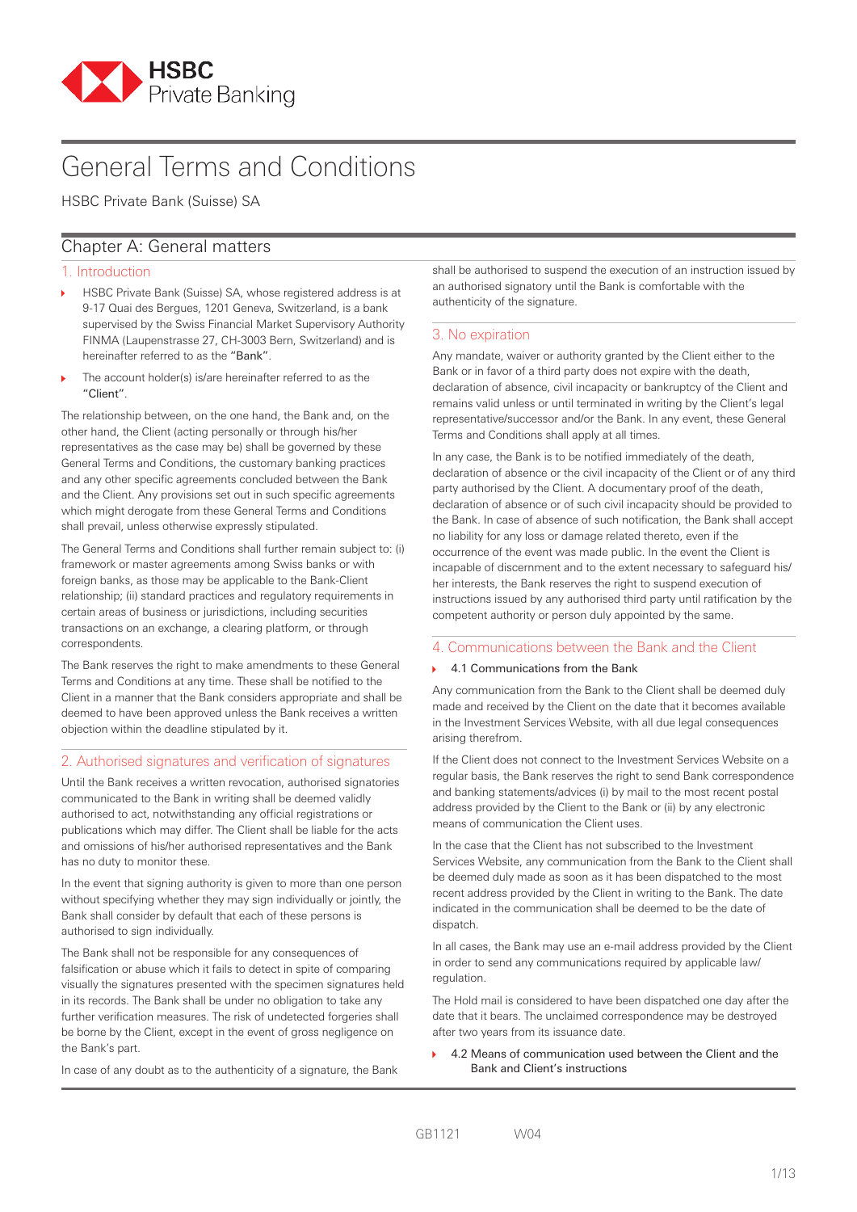# General Terms and Conditions

HSBC Private Bank (Suisse) SA

## Chapter A: General matters

### 1. Introduction

- HSBC Private Bank (Suisse) SA, whose registered address is at 9-17 Quai des Bergues, 1201 Geneva, Switzerland, is a bank supervised by the Swiss Financial Market Supervisory Authority FINMA (Laupenstrasse 27, CH-3003 Bern, Switzerland) and is hereinafter referred to as the "Bank".
- The account holder(s) is/are hereinafter referred to as the "Client".

The relationship between, on the one hand, the Bank and, on the other hand, the Client (acting personally or through his/her representatives as the case may be) shall be governed by these General Terms and Conditions, the customary banking practices and any other specific agreements concluded between the Bank and the Client. Any provisions set out in such specific agreements which might derogate from these General Terms and Conditions shall prevail, unless otherwise expressly stipulated.

The General Terms and Conditions shall further remain subject to: (i) framework or master agreements among Swiss banks or with foreign banks, as those may be applicable to the Bank-Client relationship; (ii) standard practices and regulatory requirements in certain areas of business or jurisdictions, including securities transactions on an exchange, a clearing platform, or through correspondents.

The Bank reserves the right to make amendments to these General Terms and Conditions at any time. These shall be notified to the Client in a manner that the Bank considers appropriate and shall be deemed to have been approved unless the Bank receives a written objection within the deadline stipulated by it.

### 2. Authorised signatures and verification of signatures

Until the Bank receives a written revocation, authorised signatories communicated to the Bank in writing shall be deemed validly authorised to act, notwithstanding any official registrations or publications which may differ. The Client shall be liable for the acts and omissions of his/her authorised representatives and the Bank has no duty to monitor these.

In the event that signing authority is given to more than one person without specifying whether they may sign individually or jointly, the Bank shall consider by default that each of these persons is authorised to sign individually.

The Bank shall not be responsible for any consequences of falsification or abuse which it fails to detect in spite of comparing visually the signatures presented with the specimen signatures held in its records. The Bank shall be under no obligation to take any further verification measures. The risk of undetected forgeries shall be borne by the Client, except in the event of gross negligence on the Bank's part.

In case of any doubt as to the authenticity of a signature, the Bank shall be authorised to suspend the execution of an instruction issued by an authorised signatory until the Bank is comfortable with the authenticity of the signature.

### 3. No expiration

Any mandate, waiver or authority granted by the Client either to the Bank or in favor of a third party does not expire with the death, declaration of absence, civil incapacity or bankruptcy of the Client and remains valid unless or until terminated in writing by the Client's legal representative/successor and/or the Bank. In any event, these General Terms and Conditions shall apply at all times.

In any case, the Bank is to be notified immediately of the death, declaration of absence or the civil incapacity of the Client or of any third party authorised by the Client. A documentary proof of the death, declaration of absence or of such civil incapacity should be provided to the Bank. In case of absence of such notification, the Bank shall accept no liability for any loss or damage related thereto, even if the occurrence of the event was made public. In the event the Client is incapable of discernment and to the extent necessary to safeguard his/her interests, the Bank reserves the right to suspend execution of instructions issued by any authorised third party until ratification by the competent authority or person duly appointed by the same.

### 4. Communications between the Bank and the Client

- 4.1 Communications from the Bank

Any communication from the Bank to the Client shall be deemed duly made and received by the Client on the date that it becomes available in the Investment Services Website, with all due legal consequences arising therefrom.

If the Client does not connect to the Investment Services Website on a regular basis, the Bank reserves the right to send Bank correspondence and banking statements/advices (i) by mail to the most recent postal address provided by the Client to the Bank or (ii) by any electronic means of communication the Client uses.

In the case that the Client has not subscribed to the Investment Services Website, any communication from the Bank to the Client shall be deemed duly made as soon as it has been dispatched to the most recent address provided by the Client in writing to the Bank. The date indicated in the communication shall be deemed to be the date of dispatch.

In all cases, the Bank may use an e-mail address provided by the Client in order to send any communications required by applicable law/regulation.

The Hold mail is considered to have been dispatched one day after the date that it bears. The unclaimed correspondence may be destroyed after two years from its issuance date.

- 4.2 Means of communication used between the Client and the Bank and Client's instructions

GB1121 W04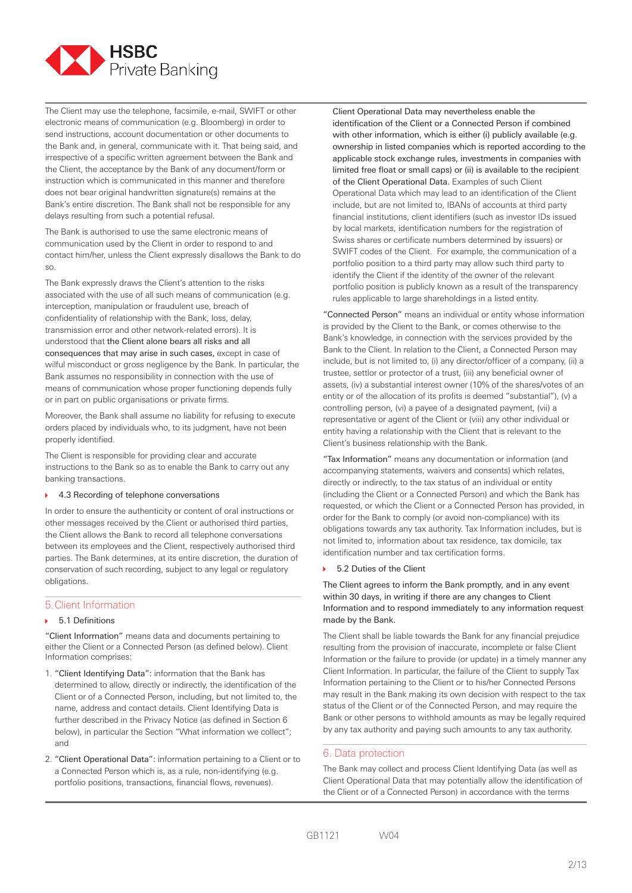The Client may use the telephone, facsimile, e-mail, SWIFT or other electronic means of communication (e.g. Bloomberg) in order to send instructions, account documentation or other documents to the Bank and, in general, communicate with it. That being said, and irrespective of a specific written agreement between the Bank and the Client, the acceptance by the Bank of any document/form or instruction which is communicated in this manner and therefore does not bear original handwritten signature(s) remains at the Bank's entire discretion. The Bank shall not be responsible for any delays resulting from such a potential refusal.

The Bank is authorised to use the same electronic means of communication used by the Client in order to respond to and contact him/her, unless the Client expressly disallows the Bank to do so.

The Bank expressly draws the Client's attention to the risks associated with the use of all such means of communication (e.g. interception, manipulation or fraudulent use, breach of confidentiality of relationship with the Bank, loss, delay, transmission error and other network-related errors). It is understood that **the Client alone bears all risks and all consequences that may arise in such cases,** except in case of wilful misconduct or gross negligence by the Bank. In particular, the Bank assumes no responsibility in connection with the use of means of communication whose proper functioning depends fully or in part on public organisations or private firms.

Moreover, the Bank shall assume no liability for refusing to execute orders placed by individuals who, to its judgment, have not been properly identified.

The Client is responsible for providing clear and accurate instructions to the Bank so as to enable the Bank to carry out any banking transactions.

### 4.3 Recording of telephone conversations

In order to ensure the authenticity or content of oral instructions or other messages received by the Client or authorised third parties, the Client allows the Bank to record all telephone conversations between its employees and the Client, respectively authorised third parties. The Bank determines, at its entire discretion, the duration of conservation of such recording, subject to any legal or regulatory obligations.

## 5. Client Information

### 5.1 Definitions

"Client Information" means data and documents pertaining to either the Client or a Connected Person (as defined below). Client Information comprises:

1. "Client Identifying Data": information that the Bank has determined to allow, directly or indirectly, the identification of the Client or of a Connected Person, including, but not limited to, the name, address and contact details. Client Identifying Data is further described in the Privacy Notice (as defined in Section 6 below), in particular the Section "What information we collect"; and
2. "Client Operational Data": information pertaining to a Client or to a Connected Person which is, as a rule, non-identifying (e.g. portfolio positions, transactions, financial flows, revenues). **Client Operational Data may nevertheless enable the identification of the Client or a Connected Person if combined with other information, which is either (i) publicly available (e.g. ownership in listed companies which is reported according to the applicable stock exchange rules, investments in companies with limited free float or small caps) or (ii) is available to the recipient of the Client Operational Data.** Examples of such Client Operational Data which may lead to an identification of the Client include, but are not limited to, IBANs of accounts at third party financial institutions, client identifiers (such as investor IDs issued by local markets, identification numbers for the registration of Swiss shares or certificate numbers determined by issuers) or SWIFT codes of the Client. For example, the communication of a portfolio position to a third party may allow such third party to identify the Client if the identity of the owner of the relevant portfolio position is publicly known as a result of the transparency rules applicable to large shareholdings in a listed entity.

"Connected Person" means an individual or entity whose information is provided by the Client to the Bank, or comes otherwise to the Bank's knowledge, in connection with the services provided by the Bank to the Client. In relation to the Client, a Connected Person may include, but is not limited to, (i) any director/officer of a company, (ii) a trustee, settlor or protector of a trust, (iii) any beneficial owner of assets, (iv) a substantial interest owner (10% of the shares/votes of an entity or of the allocation of its profits is deemed "substantial"), (v) a controlling person, (vi) a payee of a designated payment, (vii) a representative or agent of the Client or (viii) any other individual or entity having a relationship with the Client that is relevant to the Client's business relationship with the Bank.

"Tax Information" means any documentation or information (and accompanying statements, waivers and consents) which relates, directly or indirectly, to the tax status of an individual or entity (including the Client or a Connected Person) and which the Bank has requested, or which the Client or a Connected Person has provided, in order for the Bank to comply (or avoid non-compliance) with its obligations towards any tax authority. Tax Information includes, but is not limited to, information about tax residence, tax domicile, tax identification number and tax certification forms.

### 5.2 Duties of the Client

**The Client agrees to inform the Bank promptly, and in any event within 30 days, in writing if there are any changes to Client Information and to respond immediately to any information request made by the Bank.**

The Client shall be liable towards the Bank for any financial prejudice resulting from the provision of inaccurate, incomplete or false Client Information or the failure to provide (or update) in a timely manner any Client Information. In particular, the failure of the Client to supply Tax Information pertaining to the Client or to his/her Connected Persons may result in the Bank making its own decision with respect to the tax status of the Client or of the Connected Person, and may require the Bank or other persons to withhold amounts as may be legally required by any tax authority and paying such amounts to any tax authority.

## 6. Data protection

The Bank may collect and process Client Identifying Data (as well as Client Operational Data that may potentially allow the identification of the Client or of a Connected Person) in accordance with the terms

GB1121 W04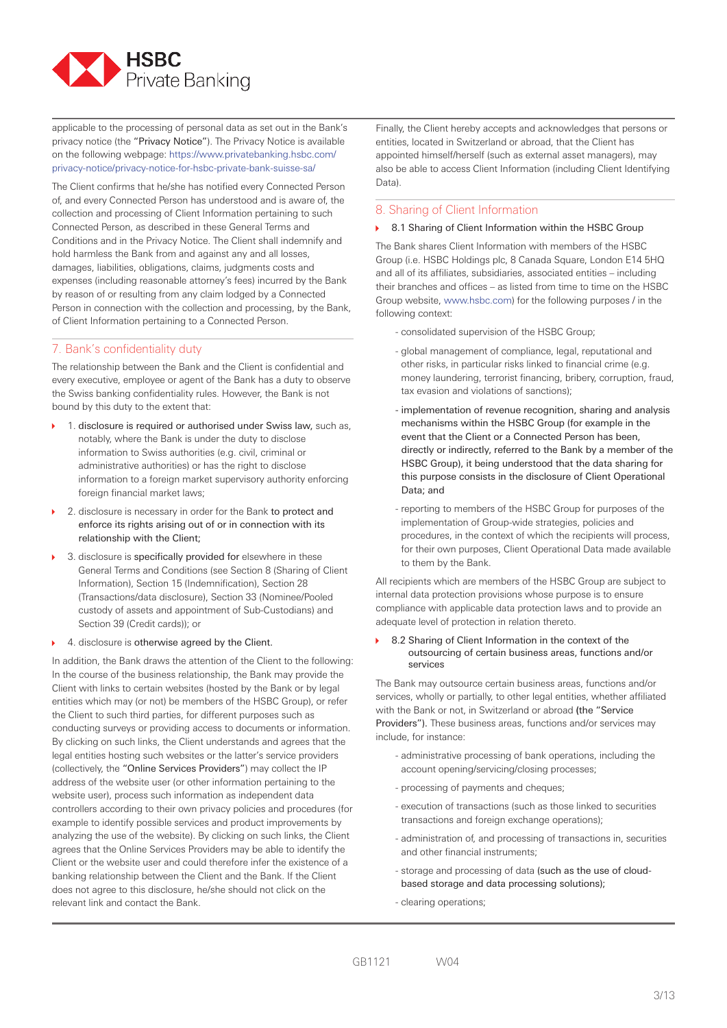applicable to the processing of personal data as set out in the Bank's privacy notice (the **"Privacy Notice"**). The Privacy Notice is available on the following webpage: https://www.privatebanking.hsbc.com/privacy-notice/privacy-notice-for-hsbc-private-bank-suisse-sa/

The Client confirms that he/she has notified every Connected Person of, and every Connected Person has understood and is aware of, the collection and processing of Client Information pertaining to such Connected Person, as described in these General Terms and Conditions and in the Privacy Notice. The Client shall indemnify and hold harmless the Bank from and against any and all losses, damages, liabilities, obligations, claims, judgments costs and expenses (including reasonable attorney's fees) incurred by the Bank by reason of or resulting from any claim lodged by a Connected Person in connection with the collection and processing, by the Bank, of Client Information pertaining to a Connected Person.

## 7. Bank's confidentiality duty

The relationship between the Bank and the Client is confidential and every executive, employee or agent of the Bank has a duty to observe the Swiss banking confidentiality rules. However, the Bank is not bound by this duty to the extent that:

- 1. **disclosure is required or authorised under Swiss law,** such as, notably, where the Bank is under the duty to disclose information to Swiss authorities (e.g. civil, criminal or administrative authorities) or has the right to disclose information to a foreign market supervisory authority enforcing foreign financial market laws;
- 2. disclosure is necessary in order for the Bank **to protect and enforce its rights arising out of or in connection with its relationship with the Client;**
- 3. disclosure is **specifically provided for** elsewhere in these General Terms and Conditions (see Section 8 (Sharing of Client Information), Section 15 (Indemnification), Section 28 (Transactions/data disclosure), Section 33 (Nominee/Pooled custody of assets and appointment of Sub-Custodians) and Section 39 (Credit cards)); or
- 4. disclosure is **otherwise agreed by the Client.**

In addition, the Bank draws the attention of the Client to the following: In the course of the business relationship, the Bank may provide the Client with links to certain websites (hosted by the Bank or by legal entities which may (or not) be members of the HSBC Group), or refer the Client to such third parties, for different purposes such as conducting surveys or providing access to documents or information. By clicking on such links, the Client understands and agrees that the legal entities hosting such websites or the latter's service providers (collectively, the **"Online Services Providers"**) may collect the IP address of the website user (or other information pertaining to the website user), process such information as independent data controllers according to their own privacy policies and procedures (for example to identify possible services and product improvements by analyzing the use of the website). By clicking on such links, the Client agrees that the Online Services Providers may be able to identify the Client or the website user and could therefore infer the existence of a banking relationship between the Client and the Bank. If the Client does not agree to this disclosure, he/she should not click on the relevant link and contact the Bank.

Finally, the Client hereby accepts and acknowledges that persons or entities, located in Switzerland or abroad, that the Client has appointed himself/herself (such as external asset managers), may also be able to access Client Information (including Client Identifying Data).

## 8. Sharing of Client Information

### 8.1 Sharing of Client Information within the HSBC Group

The Bank shares Client Information with members of the HSBC Group (i.e. HSBC Holdings plc, 8 Canada Square, London E14 5HQ and all of its affiliates, subsidiaries, associated entities – including their branches and offices – as listed from time to time on the HSBC Group website, www.hsbc.com) for the following purposes / in the following context:

- consolidated supervision of the HSBC Group;
- global management of compliance, legal, reputational and other risks, in particular risks linked to financial crime (e.g. money laundering, terrorist financing, bribery, corruption, fraud, tax evasion and violations of sanctions);
- **implementation of revenue recognition, sharing and analysis mechanisms within the HSBC Group (for example in the event that the Client or a Connected Person has been, directly or indirectly, referred to the Bank by a member of the HSBC Group), it being understood that the data sharing for this purpose consists in the disclosure of Client Operational Data; and**
- reporting to members of the HSBC Group for purposes of the implementation of Group-wide strategies, policies and procedures, in the context of which the recipients will process, for their own purposes, Client Operational Data made available to them by the Bank.

All recipients which are members of the HSBC Group are subject to internal data protection provisions whose purpose is to ensure compliance with applicable data protection laws and to provide an adequate level of protection in relation thereto.

### 8.2 Sharing of Client Information in the context of the outsourcing of certain business areas, functions and/or services

The Bank may outsource certain business areas, functions and/or services, wholly or partially, to other legal entities, whether affiliated with the Bank or not, in Switzerland or abroad **(the "Service Providers")**. These business areas, functions and/or services may include, for instance:

- administrative processing of bank operations, including the account opening/servicing/closing processes;
- processing of payments and cheques;
- execution of transactions (such as those linked to securities transactions and foreign exchange operations);
- administration of, and processing of transactions in, securities and other financial instruments;
- storage and processing of data **(such as the use of cloud-based storage and data processing solutions);**
- clearing operations;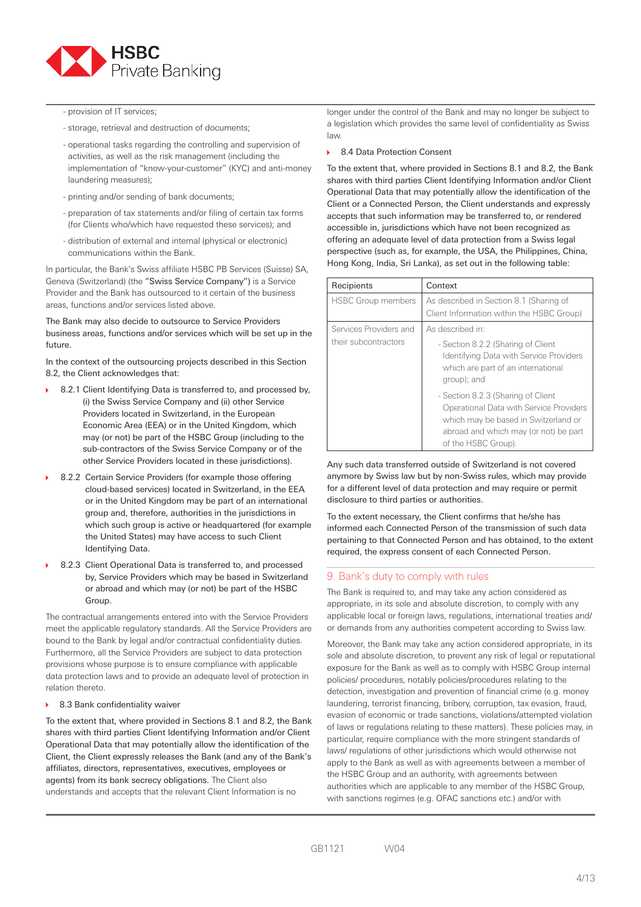- provision of IT services;
- storage, retrieval and destruction of documents;
- operational tasks regarding the controlling and supervision of activities, as well as the risk management (including the implementation of "know-your-customer" (KYC) and anti-money laundering measures);
- printing and/or sending of bank documents;
- preparation of tax statements and/or filing of certain tax forms (for Clients who/which have requested these services); and
- distribution of external and internal (physical or electronic) communications within the Bank.

In particular, the Bank's Swiss affiliate HSBC PB Services (Suisse) SA, Geneva (Switzerland) (the **"Swiss Service Company"**) is a Service Provider and the Bank has outsourced to it certain of the business areas, functions and/or services listed above.

The Bank may also decide to outsource to Service Providers business areas, functions and/or services which will be set up in the future.

In the context of the outsourcing projects described in this Section 8.2, the Client acknowledges that:

- 8.2.1 Client Identifying Data is transferred to, and processed by, (i) the Swiss Service Company and (ii) other Service Providers located in Switzerland, in the European Economic Area (EEA) or in the United Kingdom, which may (or not) be part of the HSBC Group (including to the sub-contractors of the Swiss Service Company or of the other Service Providers located in these jurisdictions).
- 8.2.2 Certain Service Providers (for example those offering cloud-based services) located in Switzerland, in the EEA or in the United Kingdom may be part of an international group and, therefore, authorities in the jurisdictions in which such group is active or headquartered (for example the United States) may have access to such Client Identifying Data.
- 8.2.3 Client Operational Data is transferred to, and processed by, Service Providers which may be based in Switzerland or abroad and which may (or not) be part of the HSBC Group.

The contractual arrangements entered into with the Service Providers meet the applicable regulatory standards. All the Service Providers are bound to the Bank by legal and/or contractual confidentiality duties. Furthermore, all the Service Providers are subject to data protection provisions whose purpose is to ensure compliance with applicable data protection laws and to provide an adequate level of protection in relation thereto.

### 8.3 Bank confidentiality waiver

To the extent that, where provided in Sections 8.1 and 8.2, the Bank shares with third parties Client Identifying Information and/or Client Operational Data that may potentially allow the identification of the Client, the Client expressly releases the Bank (and any of the Bank's affiliates, directors, representatives, executives, employees or agents) from its bank secrecy obligations. The Client also understands and accepts that the relevant Client Information is no longer under the control of the Bank and may no longer be subject to a legislation which provides the same level of confidentiality as Swiss law.

### 8.4 Data Protection Consent

To the extent that, where provided in Sections 8.1 and 8.2, the Bank shares with third parties Client Identifying Information and/or Client Operational Data that may potentially allow the identification of the Client or a Connected Person, the Client understands and expressly accepts that such information may be transferred to, or rendered accessible in, jurisdictions which have not been recognized as offering an adequate level of data protection from a Swiss legal perspective (such as, for example, the USA, the Philippines, China, Hong Kong, India, Sri Lanka), as set out in the following table:

| Recipients | Context |
| --- | --- |
| HSBC Group members | As described in Section 8.1 (Sharing of Client Information within the HSBC Group) |
| Services Providers and their subcontractors | As described in:<br>- Section 8.2.2 (Sharing of Client Identifying Data with Service Providers which are part of an international group); and<br>- Section 8.2.3 (Sharing of Client Operational Data with Service Providers which may be based in Switzerland or abroad and which may (or not) be part of the HSBC Group). |

Any such data transferred outside of Switzerland is not covered anymore by Swiss law but by non-Swiss rules, which may provide for a different level of data protection and may require or permit disclosure to third parties or authorities.

To the extent necessary, the Client confirms that he/she has informed each Connected Person of the transmission of such data pertaining to that Connected Person and has obtained, to the extent required, the express consent of each Connected Person.

## 9. Bank's duty to comply with rules

The Bank is required to, and may take any action considered as appropriate, in its sole and absolute discretion, to comply with any applicable local or foreign laws, regulations, international treaties and/or demands from any authorities competent according to Swiss law.

Moreover, the Bank may take any action considered appropriate, in its sole and absolute discretion, to prevent any risk of legal or reputational exposure for the Bank as well as to comply with HSBC Group internal policies/ procedures, notably policies/procedures relating to the detection, investigation and prevention of financial crime (e.g. money laundering, terrorist financing, bribery, corruption, tax evasion, fraud, evasion of economic or trade sanctions, violations/attempted violation of laws or regulations relating to these matters). These policies may, in particular, require compliance with the more stringent standards of laws/ regulations of other jurisdictions which would otherwise not apply to the Bank as well as with agreements between a member of the HSBC Group and an authority, with agreements between authorities which are applicable to any member of the HSBC Group, with sanctions regimes (e.g. OFAC sanctions etc.) and/or with

GB1121 W04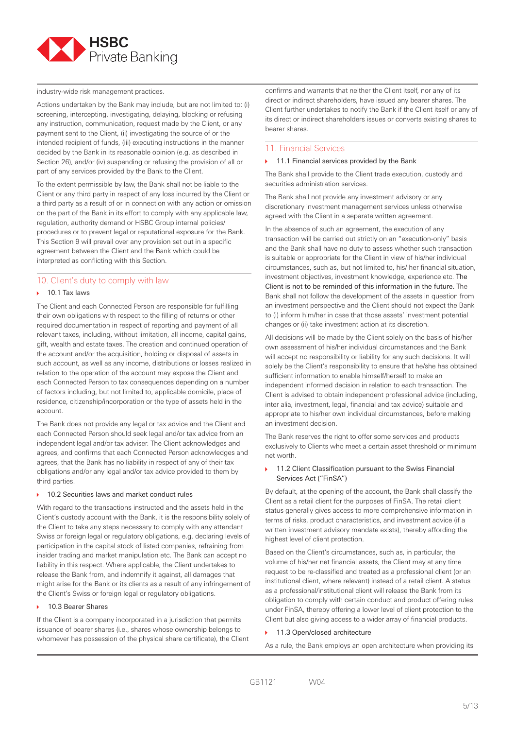industry-wide risk management practices.

Actions undertaken by the Bank may include, but are not limited to: (i) screening, intercepting, investigating, delaying, blocking or refusing any instruction, communication, request made by the Client, or any payment sent to the Client, (ii) investigating the source of or the intended recipient of funds, (iii) executing instructions in the manner decided by the Bank in its reasonable opinion (e.g. as described in Section 26), and/or (iv) suspending or refusing the provision of all or part of any services provided by the Bank to the Client.

To the extent permissible by law, the Bank shall not be liable to the Client or any third party in respect of any loss incurred by the Client or a third party as a result of or in connection with any action or omission on the part of the Bank in its effort to comply with any applicable law, regulation, authority demand or HSBC Group internal policies/procedures or to prevent legal or reputational exposure for the Bank. This Section 9 will prevail over any provision set out in a specific agreement between the Client and the Bank which could be interpreted as conflicting with this Section.

## 10. Client's duty to comply with law

### 10.1 Tax laws

The Client and each Connected Person are responsible for fulfilling their own obligations with respect to the filling of returns or other required documentation in respect of reporting and payment of all relevant taxes, including, without limitation, all income, capital gains, gift, wealth and estate taxes. The creation and continued operation of the account and/or the acquisition, holding or disposal of assets in such account, as well as any income, distributions or losses realized in relation to the operation of the account may expose the Client and each Connected Person to tax consequences depending on a number of factors including, but not limited to, applicable domicile, place of residence, citizenship/incorporation or the type of assets held in the account.

The Bank does not provide any legal or tax advice and the Client and each Connected Person should seek legal and/or tax advice from an independent legal and/or tax adviser. The Client acknowledges and agrees, and confirms that each Connected Person acknowledges and agrees, that the Bank has no liability in respect of any of their tax obligations and/or any legal and/or tax advice provided to them by third parties.

### 10.2 Securities laws and market conduct rules

With regard to the transactions instructed and the assets held in the Client's custody account with the Bank, it is the responsibility solely of the Client to take any steps necessary to comply with any attendant Swiss or foreign legal or regulatory obligations, e.g. declaring levels of participation in the capital stock of listed companies, refraining from insider trading and market manipulation etc. The Bank can accept no liability in this respect. Where applicable, the Client undertakes to release the Bank from, and indemnify it against, all damages that might arise for the Bank or its clients as a result of any infringement of the Client's Swiss or foreign legal or regulatory obligations.

### 10.3 Bearer Shares

If the Client is a company incorporated in a jurisdiction that permits issuance of bearer shares (i.e., shares whose ownership belongs to whomever has possession of the physical share certificate), the Client confirms and warrants that neither the Client itself, nor any of its direct or indirect shareholders, have issued any bearer shares. The Client further undertakes to notify the Bank if the Client itself or any of its direct or indirect shareholders issues or converts existing shares to bearer shares.

## 11. Financial Services

### 11.1 Financial services provided by the Bank

The Bank shall provide to the Client trade execution, custody and securities administration services.

The Bank shall not provide any investment advisory or any discretionary investment management services unless otherwise agreed with the Client in a separate written agreement.

In the absence of such an agreement, the execution of any transaction will be carried out strictly on an "execution-only" basis and the Bank shall have no duty to assess whether such transaction is suitable or appropriate for the Client in view of his/her individual circumstances, such as, but not limited to, his/ her financial situation, investment objectives, investment knowledge, experience etc. The Client is not to be reminded of this information in the future. The Bank shall not follow the development of the assets in question from an investment perspective and the Client should not expect the Bank to (i) inform him/her in case that those assets' investment potential changes or (ii) take investment action at its discretion.

All decisions will be made by the Client solely on the basis of his/her own assessment of his/her individual circumstances and the Bank will accept no responsibility or liability for any such decisions. It will solely be the Client's responsibility to ensure that he/she has obtained sufficient information to enable himself/herself to make an independent informed decision in relation to each transaction. The Client is advised to obtain independent professional advice (including, inter alia, investment, legal, financial and tax advice) suitable and appropriate to his/her own individual circumstances, before making an investment decision.

The Bank reserves the right to offer some services and products exclusively to Clients who meet a certain asset threshold or minimum net worth.

### 11.2 Client Classification pursuant to the Swiss Financial Services Act ("FinSA")

By default, at the opening of the account, the Bank shall classify the Client as a retail client for the purposes of FinSA. The retail client status generally gives access to more comprehensive information in terms of risks, product characteristics, and investment advice (if a written investment advisory mandate exists), thereby affording the highest level of client protection.

Based on the Client's circumstances, such as, in particular, the volume of his/her net financial assets, the Client may at any time request to be re-classified and treated as a professional client (or an institutional client, where relevant) instead of a retail client. A status as a professional/institutional client will release the Bank from its obligation to comply with certain conduct and product offering rules under FinSA, thereby offering a lower level of client protection to the Client but also giving access to a wider array of financial products.

### 11.3 Open/closed architecture

As a rule, the Bank employs an open architecture when providing its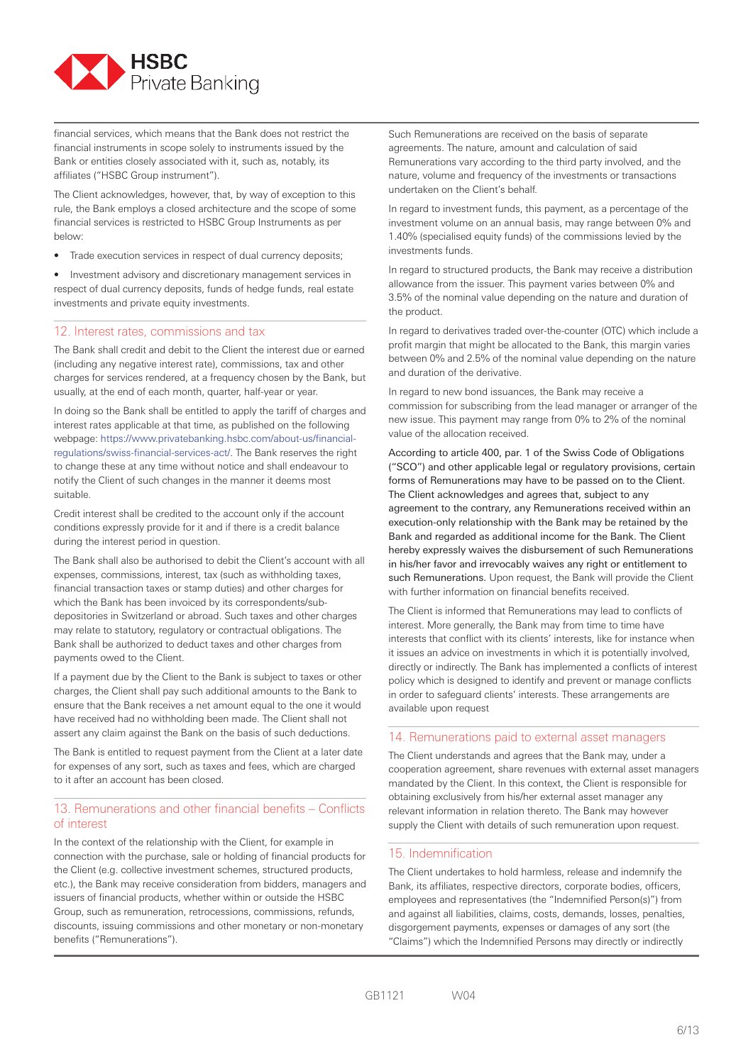financial services, which means that the Bank does not restrict the financial instruments in scope solely to instruments issued by the Bank or entities closely associated with it, such as, notably, its affiliates ("HSBC Group instrument").

The Client acknowledges, however, that, by way of exception to this rule, the Bank employs a closed architecture and the scope of some financial services is restricted to HSBC Group Instruments as per below:

- Trade execution services in respect of dual currency deposits;
- Investment advisory and discretionary management services in respect of dual currency deposits, funds of hedge funds, real estate investments and private equity investments.

## 12. Interest rates, commissions and tax

The Bank shall credit and debit to the Client the interest due or earned (including any negative interest rate), commissions, tax and other charges for services rendered, at a frequency chosen by the Bank, but usually, at the end of each month, quarter, half-year or year.

In doing so the Bank shall be entitled to apply the tariff of charges and interest rates applicable at that time, as published on the following webpage: https://www.privatebanking.hsbc.com/about-us/financial-regulations/swiss-financial-services-act/. The Bank reserves the right to change these at any time without notice and shall endeavour to notify the Client of such changes in the manner it deems most suitable.

Credit interest shall be credited to the account only if the account conditions expressly provide for it and if there is a credit balance during the interest period in question.

The Bank shall also be authorised to debit the Client's account with all expenses, commissions, interest, tax (such as withholding taxes, financial transaction taxes or stamp duties) and other charges for which the Bank has been invoiced by its correspondents/sub-depositories in Switzerland or abroad. Such taxes and other charges may relate to statutory, regulatory or contractual obligations. The Bank shall be authorized to deduct taxes and other charges from payments owed to the Client.

If a payment due by the Client to the Bank is subject to taxes or other charges, the Client shall pay such additional amounts to the Bank to ensure that the Bank receives a net amount equal to the one it would have received had no withholding been made. The Client shall not assert any claim against the Bank on the basis of such deductions.

The Bank is entitled to request payment from the Client at a later date for expenses of any sort, such as taxes and fees, which are charged to it after an account has been closed.

## 13. Remunerations and other financial benefits – Conflicts of interest

In the context of the relationship with the Client, for example in connection with the purchase, sale or holding of financial products for the Client (e.g. collective investment schemes, structured products, etc.), the Bank may receive consideration from bidders, managers and issuers of financial products, whether within or outside the HSBC Group, such as remuneration, retrocessions, commissions, refunds, discounts, issuing commissions and other monetary or non-monetary benefits ("Remunerations").

Such Remunerations are received on the basis of separate agreements. The nature, amount and calculation of said Remunerations vary according to the third party involved, and the nature, volume and frequency of the investments or transactions undertaken on the Client's behalf.

In regard to investment funds, this payment, as a percentage of the investment volume on an annual basis, may range between 0% and 1.40% (specialised equity funds) of the commissions levied by the investments funds.

In regard to structured products, the Bank may receive a distribution allowance from the issuer. This payment varies between 0% and 3.5% of the nominal value depending on the nature and duration of the product.

In regard to derivatives traded over-the-counter (OTC) which include a profit margin that might be allocated to the Bank, this margin varies between 0% and 2.5% of the nominal value depending on the nature and duration of the derivative.

In regard to new bond issuances, the Bank may receive a commission for subscribing from the lead manager or arranger of the new issue. This payment may range from 0% to 2% of the nominal value of the allocation received.

According to article 400, par. 1 of the Swiss Code of Obligations ("SCO") and other applicable legal or regulatory provisions, certain forms of Remunerations may have to be passed on to the Client. The Client acknowledges and agrees that, subject to any agreement to the contrary, any Remunerations received within an execution-only relationship with the Bank may be retained by the Bank and regarded as additional income for the Bank. The Client hereby expressly waives the disbursement of such Remunerations in his/her favor and irrevocably waives any right or entitlement to such Remunerations. Upon request, the Bank will provide the Client with further information on financial benefits received.

The Client is informed that Remunerations may lead to conflicts of interest. More generally, the Bank may from time to time have interests that conflict with its clients' interests, like for instance when it issues an advice on investments in which it is potentially involved, directly or indirectly. The Bank has implemented a conflicts of interest policy which is designed to identify and prevent or manage conflicts in order to safeguard clients' interests. These arrangements are available upon request

## 14. Remunerations paid to external asset managers

The Client understands and agrees that the Bank may, under a cooperation agreement, share revenues with external asset managers mandated by the Client. In this context, the Client is responsible for obtaining exclusively from his/her external asset manager any relevant information in relation thereto. The Bank may however supply the Client with details of such remuneration upon request.

## 15. Indemnification

The Client undertakes to hold harmless, release and indemnify the Bank, its affiliates, respective directors, corporate bodies, officers, employees and representatives (the "Indemnified Person(s)") from and against all liabilities, claims, costs, demands, losses, penalties, disgorgement payments, expenses or damages of any sort (the "Claims") which the Indemnified Persons may directly or indirectly

GB1121 W04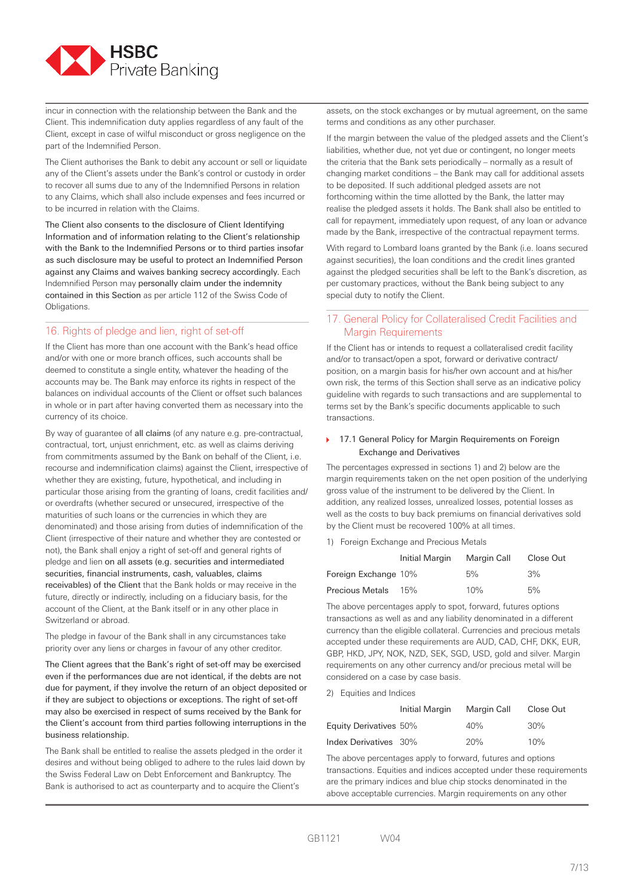incur in connection with the relationship between the Bank and the Client. This indemnification duty applies regardless of any fault of the Client, except in case of wilful misconduct or gross negligence on the part of the Indemnified Person.

The Client authorises the Bank to debit any account or sell or liquidate any of the Client's assets under the Bank's control or custody in order to recover all sums due to any of the Indemnified Persons in relation to any Claims, which shall also include expenses and fees incurred or to be incurred in relation with the Claims.

The Client also consents to the disclosure of Client Identifying Information and of information relating to the Client's relationship with the Bank to the Indemnified Persons or to third parties insofar as such disclosure may be useful to protect an Indemnified Person against any Claims and waives banking secrecy accordingly. Each Indemnified Person may personally claim under the indemnity contained in this Section as per article 112 of the Swiss Code of Obligations.

## 16. Rights of pledge and lien, right of set-off

If the Client has more than one account with the Bank's head office and/or with one or more branch offices, such accounts shall be deemed to constitute a single entity, whatever the heading of the accounts may be. The Bank may enforce its rights in respect of the balances on individual accounts of the Client or offset such balances in whole or in part after having converted them as necessary into the currency of its choice.

By way of guarantee of all claims (of any nature e.g. pre-contractual, contractual, tort, unjust enrichment, etc. as well as claims deriving from commitments assumed by the Bank on behalf of the Client, i.e. recourse and indemnification claims) against the Client, irrespective of whether they are existing, future, hypothetical, and including in particular those arising from the granting of loans, credit facilities and/or overdrafts (whether secured or unsecured, irrespective of the maturities of such loans or the currencies in which they are denominated) and those arising from duties of indemnification of the Client (irrespective of their nature and whether they are contested or not), the Bank shall enjoy a right of set-off and general rights of pledge and lien on all assets (e.g. securities and intermediated securities, financial instruments, cash, valuables, claims receivables) of the Client that the Bank holds or may receive in the future, directly or indirectly, including on a fiduciary basis, for the account of the Client, at the Bank itself or in any other place in Switzerland or abroad.

The pledge in favour of the Bank shall in any circumstances take priority over any liens or charges in favour of any other creditor.

The Client agrees that the Bank's right of set-off may be exercised even if the performances due are not identical, if the debts are not due for payment, if they involve the return of an object deposited or if they are subject to objections or exceptions. The right of set-off may also be exercised in respect of sums received by the Bank for the Client's account from third parties following interruptions in the business relationship.

The Bank shall be entitled to realise the assets pledged in the order it desires and without being obliged to adhere to the rules laid down by the Swiss Federal Law on Debt Enforcement and Bankruptcy. The Bank is authorised to act as counterparty and to acquire the Client's assets, on the stock exchanges or by mutual agreement, on the same terms and conditions as any other purchaser.

If the margin between the value of the pledged assets and the Client's liabilities, whether due, not yet due or contingent, no longer meets the criteria that the Bank sets periodically – normally as a result of changing market conditions – the Bank may call for additional assets to be deposited. If such additional pledged assets are not forthcoming within the time allotted by the Bank, the latter may realise the pledged assets it holds. The Bank shall also be entitled to call for repayment, immediately upon request, of any loan or advance made by the Bank, irrespective of the contractual repayment terms.

With regard to Lombard loans granted by the Bank (i.e. loans secured against securities), the loan conditions and the credit lines granted against the pledged securities shall be left to the Bank's discretion, as per customary practices, without the Bank being subject to any special duty to notify the Client.

## 17. General Policy for Collateralised Credit Facilities and Margin Requirements

If the Client has or intends to request a collateralised credit facility and/or to transact/open a spot, forward or derivative contract/position, on a margin basis for his/her own account and at his/her own risk, the terms of this Section shall serve as an indicative policy guideline with regards to such transactions and are supplemental to terms set by the Bank's specific documents applicable to such transactions.

### 17.1 General Policy for Margin Requirements on Foreign Exchange and Derivatives

The percentages expressed in sections 1) and 2) below are the margin requirements taken on the net open position of the underlying gross value of the instrument to be delivered by the Client. In addition, any realized losses, unrealized losses, potential losses as well as the costs to buy back premiums on financial derivatives sold by the Client must be recovered 100% at all times.

1) Foreign Exchange and Precious Metals

| | Initial Margin | Margin Call | Close Out |
|---|---|---|---|
| Foreign Exchange | 10% | 5% | 3% |
| Precious Metals | 15% | 10% | 5% |

The above percentages apply to spot, forward, futures options transactions as well as and any liability denominated in a different currency than the eligible collateral. Currencies and precious metals accepted under these requirements are AUD, CAD, CHF, DKK, EUR, GBP, HKD, JPY, NOK, NZD, SEK, SGD, USD, gold and silver. Margin requirements on any other currency and/or precious metal will be considered on a case by case basis.

2) Equities and Indices

| | Initial Margin | Margin Call | Close Out |
|---|---|---|---|
| Equity Derivatives | 50% | 40% | 30% |
| Index Derivatives | 30% | 20% | 10% |

The above percentages apply to forward, futures and options transactions. Equities and indices accepted under these requirements are the primary indices and blue chip stocks denominated in the above acceptable currencies. Margin requirements on any other

GB1121 W04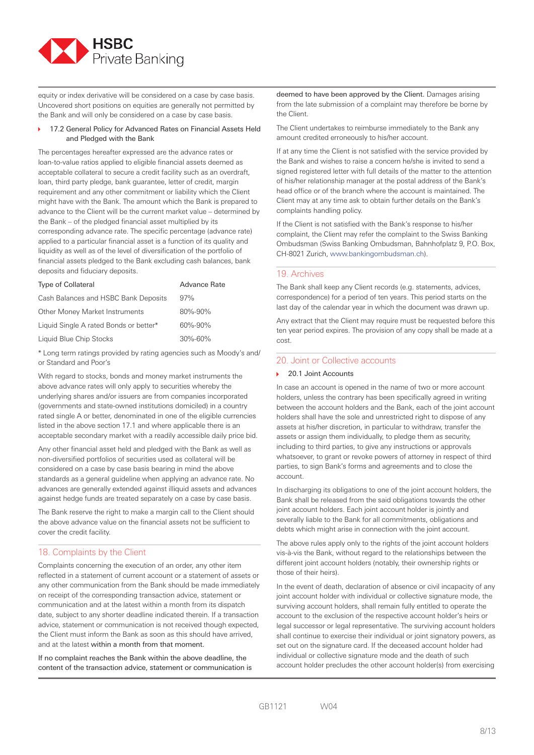equity or index derivative will be considered on a case by case basis. Uncovered short positions on equities are generally not permitted by the Bank and will only be considered on a case by case basis.

### 17.2 General Policy for Advanced Rates on Financial Assets Held and Pledged with the Bank

The percentages hereafter expressed are the advance rates or loan-to-value ratios applied to eligible financial assets deemed as acceptable collateral to secure a credit facility such as an overdraft, loan, third party pledge, bank guarantee, letter of credit, margin requirement and any other commitment or liability which the Client might have with the Bank. The amount which the Bank is prepared to advance to the Client will be the current market value – determined by the Bank – of the pledged financial asset multiplied by its corresponding advance rate. The specific percentage (advance rate) applied to a particular financial asset is a function of its quality and liquidity as well as of the level of diversification of the portfolio of financial assets pledged to the Bank excluding cash balances, bank deposits and fiduciary deposits.

| Type of Collateral | Advance Rate |
|---|---|
| Cash Balances and HSBC Bank Deposits | 97% |
| Other Money Market Instruments | 80%-90% |
| Liquid Single A rated Bonds or better* | 60%-90% |
| Liquid Blue Chip Stocks | 30%-60% |

* Long term ratings provided by rating agencies such as Moody's and/or Standard and Poor's

With regard to stocks, bonds and money market instruments the above advance rates will only apply to securities whereby the underlying shares and/or issuers are from companies incorporated (governments and state-owned institutions domiciled) in a country rated single A or better, denominated in one of the eligible currencies listed in the above section 17.1 and where applicable there is an acceptable secondary market with a readily accessible daily price bid.

Any other financial asset held and pledged with the Bank as well as non-diversified portfolios of securities used as collateral will be considered on a case by case basis bearing in mind the above standards as a general guideline when applying an advance rate. No advances are generally extended against illiquid assets and advances against hedge funds are treated separately on a case by case basis.

The Bank reserve the right to make a margin call to the Client should the above advance value on the financial assets not be sufficient to cover the credit facility.

## 18. Complaints by the Client

Complaints concerning the execution of an order, any other item reflected in a statement of current account or a statement of assets or any other communication from the Bank should be made immediately on receipt of the corresponding transaction advice, statement or communication and at the latest within a month from its dispatch date, subject to any shorter deadline indicated therein. If a transaction advice, statement or communication is not received though expected, the Client must inform the Bank as soon as this should have arrived, and at the latest within a month from that moment.

If no complaint reaches the Bank within the above deadline, the content of the transaction advice, statement or communication is deemed to have been approved by the Client. Damages arising from the late submission of a complaint may therefore be borne by the Client.

The Client undertakes to reimburse immediately to the Bank any amount credited erroneously to his/her account.

If at any time the Client is not satisfied with the service provided by the Bank and wishes to raise a concern he/she is invited to send a signed registered letter with full details of the matter to the attention of his/her relationship manager at the postal address of the Bank's head office or of the branch where the account is maintained. The Client may at any time ask to obtain further details on the Bank's complaints handling policy.

If the Client is not satisfied with the Bank's response to his/her complaint, the Client may refer the complaint to the Swiss Banking Ombudsman (Swiss Banking Ombudsman, Bahnhofplatz 9, P.O. Box, CH-8021 Zurich, www.bankingombudsman.ch).

## 19. Archives

The Bank shall keep any Client records (e.g. statements, advices, correspondence) for a period of ten years. This period starts on the last day of the calendar year in which the document was drawn up.

Any extract that the Client may require must be requested before this ten year period expires. The provision of any copy shall be made at a cost.

## 20. Joint or Collective accounts

### 20.1 Joint Accounts

In case an account is opened in the name of two or more account holders, unless the contrary has been specifically agreed in writing between the account holders and the Bank, each of the joint account holders shall have the sole and unrestricted right to dispose of any assets at his/her discretion, in particular to withdraw, transfer the assets or assign them individually, to pledge them as security, including to third parties, to give any instructions or approvals whatsoever, to grant or revoke powers of attorney in respect of third parties, to sign Bank's forms and agreements and to close the account.

In discharging its obligations to one of the joint account holders, the Bank shall be released from the said obligations towards the other joint account holders. Each joint account holder is jointly and severally liable to the Bank for all commitments, obligations and debts which might arise in connection with the joint account.

The above rules apply only to the rights of the joint account holders vis-à-vis the Bank, without regard to the relationships between the different joint account holders (notably, their ownership rights or those of their heirs).

In the event of death, declaration of absence or civil incapacity of any joint account holder with individual or collective signature mode, the surviving account holders, shall remain fully entitled to operate the account to the exclusion of the respective account holder's heirs or legal successor or legal representative. The surviving account holders shall continue to exercise their individual or joint signatory powers, as set out on the signature card. If the deceased account holder had individual or collective signature mode and the death of such account holder precludes the other account holder(s) from exercising

GB1121 W04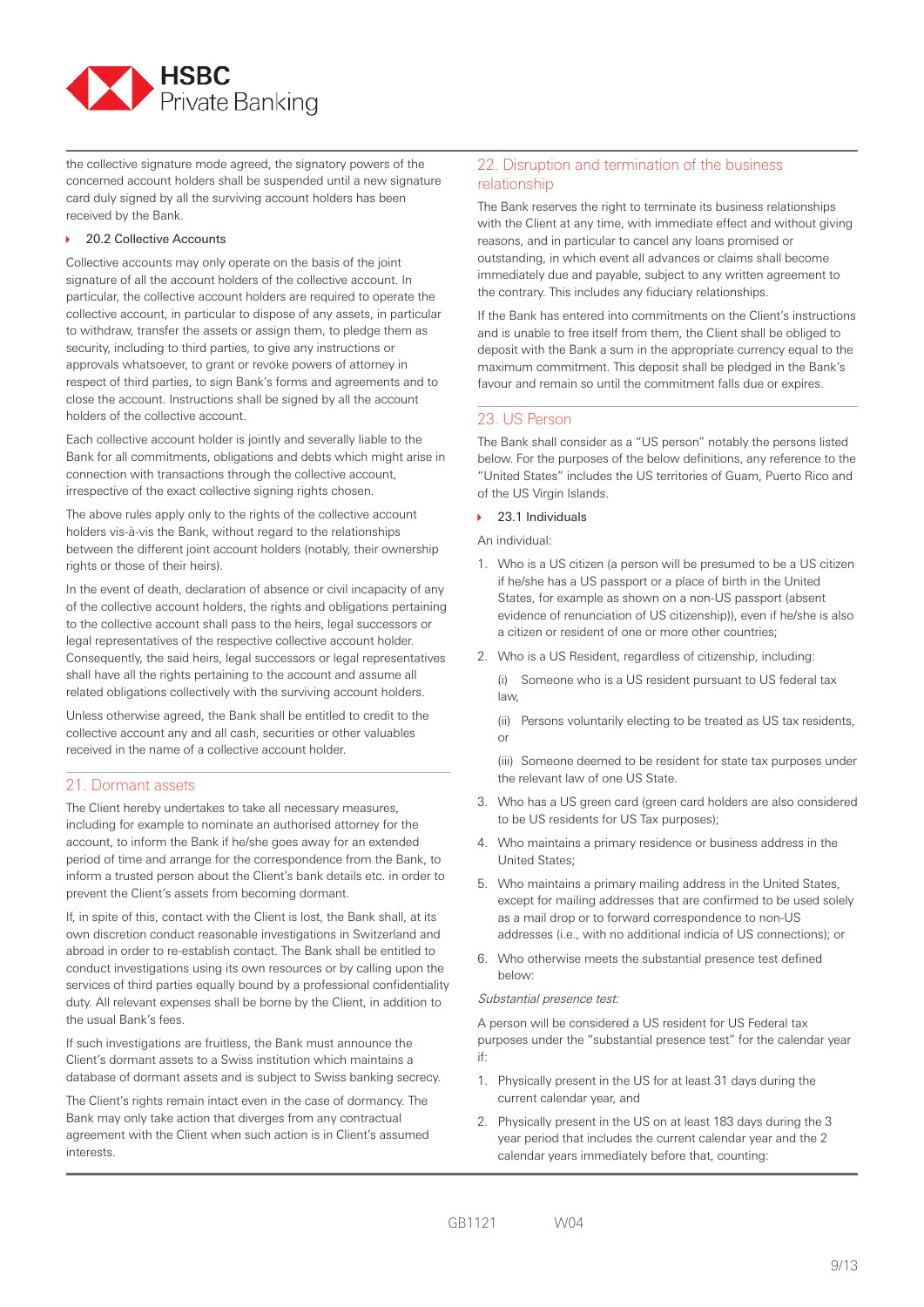the collective signature mode agreed, the signatory powers of the concerned account holders shall be suspended until a new signature card duly signed by all the surviving account holders has been received by the Bank.

### 20.2 Collective Accounts

Collective accounts may only operate on the basis of the joint signature of all the account holders of the collective account. In particular, the collective account holders are required to operate the collective account, in particular to dispose of any assets, in particular to withdraw, transfer the assets or assign them, to pledge them as security, including to third parties, to give any instructions or approvals whatsoever, to grant or revoke powers of attorney in respect of third parties, to sign Bank's forms and agreements and to close the account. Instructions shall be signed by all the account holders of the collective account.

Each collective account holder is jointly and severally liable to the Bank for all commitments, obligations and debts which might arise in connection with transactions through the collective account, irrespective of the exact collective signing rights chosen.

The above rules apply only to the rights of the collective account holders vis-à-vis the Bank, without regard to the relationships between the different joint account holders (notably, their ownership rights or those of their heirs).

In the event of death, declaration of absence or civil incapacity of any of the collective account holders, the rights and obligations pertaining to the collective account shall pass to the heirs, legal successors or legal representatives of the respective collective account holder. Consequently, the said heirs, legal successors or legal representatives shall have all the rights pertaining to the account and assume all related obligations collectively with the surviving account holders.

Unless otherwise agreed, the Bank shall be entitled to credit to the collective account any and all cash, securities or other valuables received in the name of a collective account holder.

## 21. Dormant assets

The Client hereby undertakes to take all necessary measures, including for example to nominate an authorised attorney for the account, to inform the Bank if he/she goes away for an extended period of time and arrange for the correspondence from the Bank, to inform a trusted person about the Client's bank details etc. in order to prevent the Client's assets from becoming dormant.

If, in spite of this, contact with the Client is lost, the Bank shall, at its own discretion conduct reasonable investigations in Switzerland and abroad in order to re-establish contact. The Bank shall be entitled to conduct investigations using its own resources or by calling upon the services of third parties equally bound by a professional confidentiality duty. All relevant expenses shall be borne by the Client, in addition to the usual Bank's fees.

If such investigations are fruitless, the Bank must announce the Client's dormant assets to a Swiss institution which maintains a database of dormant assets and is subject to Swiss banking secrecy.

The Client's rights remain intact even in the case of dormancy. The Bank may only take action that diverges from any contractual agreement with the Client when such action is in Client's assumed interests.

## 22. Disruption and termination of the business relationship

The Bank reserves the right to terminate its business relationships with the Client at any time, with immediate effect and without giving reasons, and in particular to cancel any loans promised or outstanding, in which event all advances or claims shall become immediately due and payable, subject to any written agreement to the contrary. This includes any fiduciary relationships.

If the Bank has entered into commitments on the Client's instructions and is unable to free itself from them, the Client shall be obliged to deposit with the Bank a sum in the appropriate currency equal to the maximum commitment. This deposit shall be pledged in the Bank's favour and remain so until the commitment falls due or expires.

## 23. US Person

The Bank shall consider as a "US person" notably the persons listed below. For the purposes of the below definitions, any reference to the "United States" includes the US territories of Guam, Puerto Rico and of the US Virgin Islands.

### 23.1 Individuals

An individual:

1. Who is a US citizen (a person will be presumed to be a US citizen if he/she has a US passport or a place of birth in the United States, for example as shown on a non-US passport (absent evidence of renunciation of US citizenship)), even if he/she is also a citizen or resident of one or more other countries;
2. Who is a US Resident, regardless of citizenship, including:

   (i) Someone who is a US resident pursuant to US federal tax law,

   (ii) Persons voluntarily electing to be treated as US tax residents, or

   (iii) Someone deemed to be resident for state tax purposes under the relevant law of one US State.
3. Who has a US green card (green card holders are also considered to be US residents for US Tax purposes);
4. Who maintains a primary residence or business address in the United States;
5. Who maintains a primary mailing address in the United States, except for mailing addresses that are confirmed to be used solely as a mail drop or to forward correspondence to non-US addresses (i.e., with no additional indicia of US connections); or
6. Who otherwise meets the substantial presence test defined below:

*Substantial presence test:*

A person will be considered a US resident for US Federal tax purposes under the "substantial presence test" for the calendar year if:

1. Physically present in the US for at least 31 days during the current calendar year, and
2. Physically present in the US on at least 183 days during the 3 year period that includes the current calendar year and the 2 calendar years immediately before that, counting: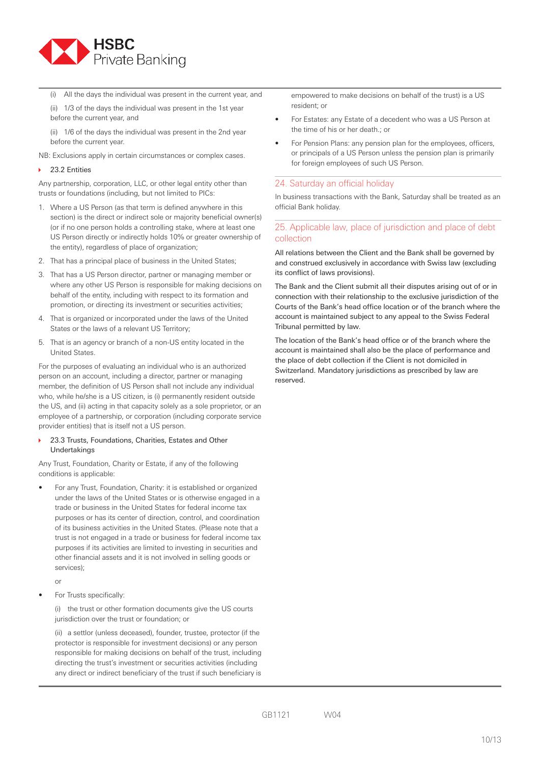(i) All the days the individual was present in the current year, and

(ii) 1/3 of the days the individual was present in the 1st year before the current year, and

(ii) 1/6 of the days the individual was present in the 2nd year before the current year.

NB: Exclusions apply in certain circumstances or complex cases.

### 23.2 Entities

Any partnership, corporation, LLC, or other legal entity other than trusts or foundations (including, but not limited to PICs:

1. Where a US Person (as that term is defined anywhere in this section) is the direct or indirect sole or majority beneficial owner(s) (or if no one person holds a controlling stake, where at least one US Person directly or indirectly holds 10% or greater ownership of the entity), regardless of place of organization;
2. That has a principal place of business in the United States;
3. That has a US Person director, partner or managing member or where any other US Person is responsible for making decisions on behalf of the entity, including with respect to its formation and promotion, or directing its investment or securities activities;
4. That is organized or incorporated under the laws of the United States or the laws of a relevant US Territory;
5. That is an agency or branch of a non-US entity located in the United States.

For the purposes of evaluating an individual who is an authorized person on an account, including a director, partner or managing member, the definition of US Person shall not include any individual who, while he/she is a US citizen, is (i) permanently resident outside the US, and (ii) acting in that capacity solely as a sole proprietor, or an employee of a partnership, or corporation (including corporate service provider entities) that is itself not a US person.

### 23.3 Trusts, Foundations, Charities, Estates and Other Undertakings

Any Trust, Foundation, Charity or Estate, if any of the following conditions is applicable:

- For any Trust, Foundation, Charity: it is established or organized under the laws of the United States or is otherwise engaged in a trade or business in the United States for federal income tax purposes or has its center of direction, control, and coordination of its business activities in the United States. (Please note that a trust is not engaged in a trade or business for federal income tax purposes if its activities are limited to investing in securities and other financial assets and it is not involved in selling goods or services);

  or

- For Trusts specifically:

  (i) the trust or other formation documents give the US courts jurisdiction over the trust or foundation; or

  (ii) a settlor (unless deceased), founder, trustee, protector (if the protector is responsible for investment decisions) or any person responsible for making decisions on behalf of the trust, including directing the trust's investment or securities activities (including any direct or indirect beneficiary of the trust if such beneficiary is empowered to make decisions on behalf of the trust) is a US resident; or

- For Estates: any Estate of a decedent who was a US Person at the time of his or her death.; or
- For Pension Plans: any pension plan for the employees, officers, or principals of a US Person unless the pension plan is primarily for foreign employees of such US Person.

## 24. Saturday an official holiday

In business transactions with the Bank, Saturday shall be treated as an official Bank holiday.

## 25. Applicable law, place of jurisdiction and place of debt collection

All relations between the Client and the Bank shall be governed by and construed exclusively in accordance with Swiss law (excluding its conflict of laws provisions).

The Bank and the Client submit all their disputes arising out of or in connection with their relationship to the exclusive jurisdiction of the Courts of the Bank's head office location or of the branch where the account is maintained subject to any appeal to the Swiss Federal Tribunal permitted by law.

The location of the Bank's head office or of the branch where the account is maintained shall also be the place of performance and the place of debt collection if the Client is not domiciled in Switzerland. Mandatory jurisdictions as prescribed by law are reserved.

GB1121 W04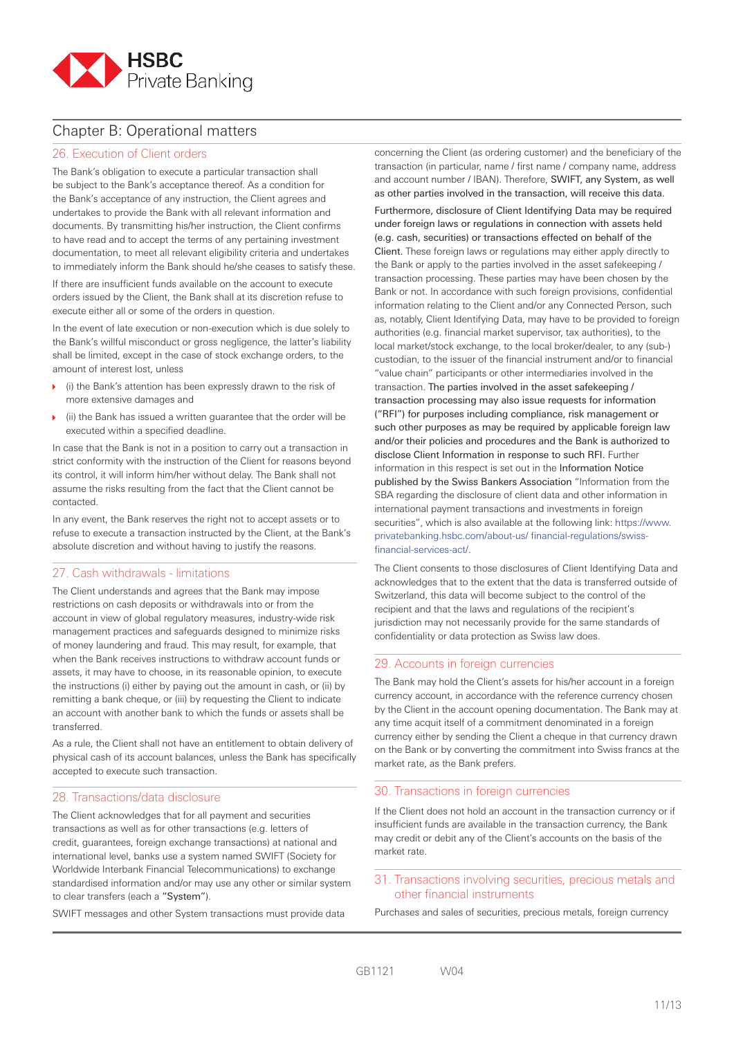## Chapter B: Operational matters

### 26. Execution of Client orders

The Bank's obligation to execute a particular transaction shall be subject to the Bank's acceptance thereof. As a condition for the Bank's acceptance of any instruction, the Client agrees and undertakes to provide the Bank with all relevant information and documents. By transmitting his/her instruction, the Client confirms to have read and to accept the terms of any pertaining investment documentation, to meet all relevant eligibility criteria and undertakes to immediately inform the Bank should he/she ceases to satisfy these.

If there are insufficient funds available on the account to execute orders issued by the Client, the Bank shall at its discretion refuse to execute either all or some of the orders in question.

In the event of late execution or non-execution which is due solely to the Bank's willful misconduct or gross negligence, the latter's liability shall be limited, except in the case of stock exchange orders, to the amount of interest lost, unless

- (i) the Bank's attention has been expressly drawn to the risk of more extensive damages and
- (ii) the Bank has issued a written guarantee that the order will be executed within a specified deadline.

In case that the Bank is not in a position to carry out a transaction in strict conformity with the instruction of the Client for reasons beyond its control, it will inform him/her without delay. The Bank shall not assume the risks resulting from the fact that the Client cannot be contacted.

In any event, the Bank reserves the right not to accept assets or to refuse to execute a transaction instructed by the Client, at the Bank's absolute discretion and without having to justify the reasons.

### 27. Cash withdrawals - limitations

The Client understands and agrees that the Bank may impose restrictions on cash deposits or withdrawals into or from the account in view of global regulatory measures, industry-wide risk management practices and safeguards designed to minimize risks of money laundering and fraud. This may result, for example, that when the Bank receives instructions to withdraw account funds or assets, it may have to choose, in its reasonable opinion, to execute the instructions (i) either by paying out the amount in cash, or (ii) by remitting a bank cheque, or (iii) by requesting the Client to indicate an account with another bank to which the funds or assets shall be transferred.

As a rule, the Client shall not have an entitlement to obtain delivery of physical cash of its account balances, unless the Bank has specifically accepted to execute such transaction.

### 28. Transactions/data disclosure

The Client acknowledges that for all payment and securities transactions as well as for other transactions (e.g. letters of credit, guarantees, foreign exchange transactions) at national and international level, banks use a system named SWIFT (Society for Worldwide Interbank Financial Telecommunications) to exchange standardised information and/or may use any other or similar system to clear transfers (each a "System").

SWIFT messages and other System transactions must provide data concerning the Client (as ordering customer) and the beneficiary of the transaction (in particular, name / first name / company name, address and account number / IBAN). Therefore, SWIFT, any System, as well as other parties involved in the transaction, will receive this data.

Furthermore, disclosure of Client Identifying Data may be required under foreign laws or regulations in connection with assets held (e.g. cash, securities) or transactions effected on behalf of the Client. These foreign laws or regulations may either apply directly to the Bank or apply to the parties involved in the asset safekeeping / transaction processing. These parties may have been chosen by the Bank or not. In accordance with such foreign provisions, confidential information relating to the Client and/or any Connected Person, such as, notably, Client Identifying Data, may have to be provided to foreign authorities (e.g. financial market supervisor, tax authorities), to the local market/stock exchange, to the local broker/dealer, to any (sub-) custodian, to the issuer of the financial instrument and/or to financial "value chain" participants or other intermediaries involved in the transaction. The parties involved in the asset safekeeping / transaction processing may also issue requests for information ("RFI") for purposes including compliance, risk management or such other purposes as may be required by applicable foreign law and/or their policies and procedures and the Bank is authorized to disclose Client Information in response to such RFI. Further information in this respect is set out in the Information Notice published by the Swiss Bankers Association "Information from the SBA regarding the disclosure of client data and other information in international payment transactions and investments in foreign securities", which is also available at the following link: https://www.privatebanking.hsbc.com/about-us/ financial-regulations/swiss-financial-services-act/.

The Client consents to those disclosures of Client Identifying Data and acknowledges that to the extent that the data is transferred outside of Switzerland, this data will become subject to the control of the recipient and that the laws and regulations of the recipient's jurisdiction may not necessarily provide for the same standards of confidentiality or data protection as Swiss law does.

### 29. Accounts in foreign currencies

The Bank may hold the Client's assets for his/her account in a foreign currency account, in accordance with the reference currency chosen by the Client in the account opening documentation. The Bank may at any time acquit itself of a commitment denominated in a foreign currency either by sending the Client a cheque in that currency drawn on the Bank or by converting the commitment into Swiss francs at the market rate, as the Bank prefers.

### 30. Transactions in foreign currencies

If the Client does not hold an account in the transaction currency or if insufficient funds are available in the transaction currency, the Bank may credit or debit any of the Client's accounts on the basis of the market rate.

### 31. Transactions involving securities, precious metals and other financial instruments

Purchases and sales of securities, precious metals, foreign currency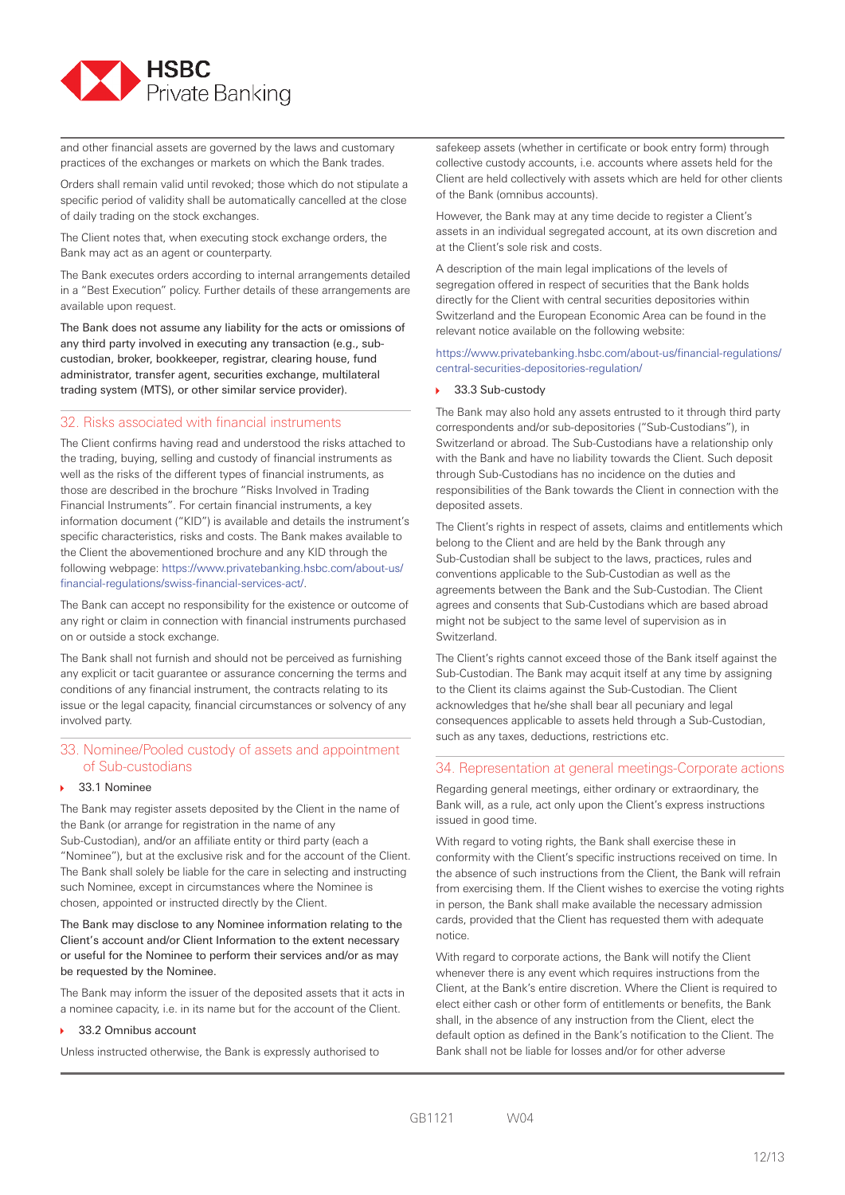and other financial assets are governed by the laws and customary practices of the exchanges or markets on which the Bank trades.

Orders shall remain valid until revoked; those which do not stipulate a specific period of validity shall be automatically cancelled at the close of daily trading on the stock exchanges.

The Client notes that, when executing stock exchange orders, the Bank may act as an agent or counterparty.

The Bank executes orders according to internal arrangements detailed in a "Best Execution" policy. Further details of these arrangements are available upon request.

The Bank does not assume any liability for the acts or omissions of any third party involved in executing any transaction (e.g., sub-custodian, broker, bookkeeper, registrar, clearing house, fund administrator, transfer agent, securities exchange, multilateral trading system (MTS), or other similar service provider).

## 32. Risks associated with financial instruments

The Client confirms having read and understood the risks attached to the trading, buying, selling and custody of financial instruments as well as the risks of the different types of financial instruments, as those are described in the brochure "Risks Involved in Trading Financial Instruments". For certain financial instruments, a key information document ("KID") is available and details the instrument's specific characteristics, risks and costs. The Bank makes available to the Client the abovementioned brochure and any KID through the following webpage: https://www.privatebanking.hsbc.com/about-us/financial-regulations/swiss-financial-services-act/.

The Bank can accept no responsibility for the existence or outcome of any right or claim in connection with financial instruments purchased on or outside a stock exchange.

The Bank shall not furnish and should not be perceived as furnishing any explicit or tacit guarantee or assurance concerning the terms and conditions of any financial instrument, the contracts relating to its issue or the legal capacity, financial circumstances or solvency of any involved party.

## 33. Nominee/Pooled custody of assets and appointment of Sub-custodians

### 33.1 Nominee

The Bank may register assets deposited by the Client in the name of the Bank (or arrange for registration in the name of any Sub-Custodian), and/or an affiliate entity or third party (each a "Nominee"), but at the exclusive risk and for the account of the Client. The Bank shall solely be liable for the care in selecting and instructing such Nominee, except in circumstances where the Nominee is chosen, appointed or instructed directly by the Client.

The Bank may disclose to any Nominee information relating to the Client's account and/or Client Information to the extent necessary or useful for the Nominee to perform their services and/or as may be requested by the Nominee.

The Bank may inform the issuer of the deposited assets that it acts in a nominee capacity, i.e. in its name but for the account of the Client.

### 33.2 Omnibus account

Unless instructed otherwise, the Bank is expressly authorised to safekeep assets (whether in certificate or book entry form) through collective custody accounts, i.e. accounts where assets held for the Client are held collectively with assets which are held for other clients of the Bank (omnibus accounts).

However, the Bank may at any time decide to register a Client's assets in an individual segregated account, at its own discretion and at the Client's sole risk and costs.

A description of the main legal implications of the levels of segregation offered in respect of securities that the Bank holds directly for the Client with central securities depositories within Switzerland and the European Economic Area can be found in the relevant notice available on the following website:

https://www.privatebanking.hsbc.com/about-us/financial-regulations/central-securities-depositories-regulation/

### 33.3 Sub-custody

The Bank may also hold any assets entrusted to it through third party correspondents and/or sub-depositories ("Sub-Custodians"), in Switzerland or abroad. The Sub-Custodians have a relationship only with the Bank and have no liability towards the Client. Such deposit through Sub-Custodians has no incidence on the duties and responsibilities of the Bank towards the Client in connection with the deposited assets.

The Client's rights in respect of assets, claims and entitlements which belong to the Client and are held by the Bank through any Sub-Custodian shall be subject to the laws, practices, rules and conventions applicable to the Sub-Custodian as well as the agreements between the Bank and the Sub-Custodian. The Client agrees and consents that Sub-Custodians which are based abroad might not be subject to the same level of supervision as in Switzerland.

The Client's rights cannot exceed those of the Bank itself against the Sub-Custodian. The Bank may acquit itself at any time by assigning to the Client its claims against the Sub-Custodian. The Client acknowledges that he/she shall bear all pecuniary and legal consequences applicable to assets held through a Sub-Custodian, such as any taxes, deductions, restrictions etc.

## 34. Representation at general meetings-Corporate actions

Regarding general meetings, either ordinary or extraordinary, the Bank will, as a rule, act only upon the Client's express instructions issued in good time.

With regard to voting rights, the Bank shall exercise these in conformity with the Client's specific instructions received on time. In the absence of such instructions from the Client, the Bank will refrain from exercising them. If the Client wishes to exercise the voting rights in person, the Bank shall make available the necessary admission cards, provided that the Client has requested them with adequate notice.

With regard to corporate actions, the Bank will notify the Client whenever there is any event which requires instructions from the Client, at the Bank's entire discretion. Where the Client is required to elect either cash or other form of entitlements or benefits, the Bank shall, in the absence of any instruction from the Client, elect the default option as defined in the Bank's notification to the Client. The Bank shall not be liable for losses and/or for other adverse

GB1121 W04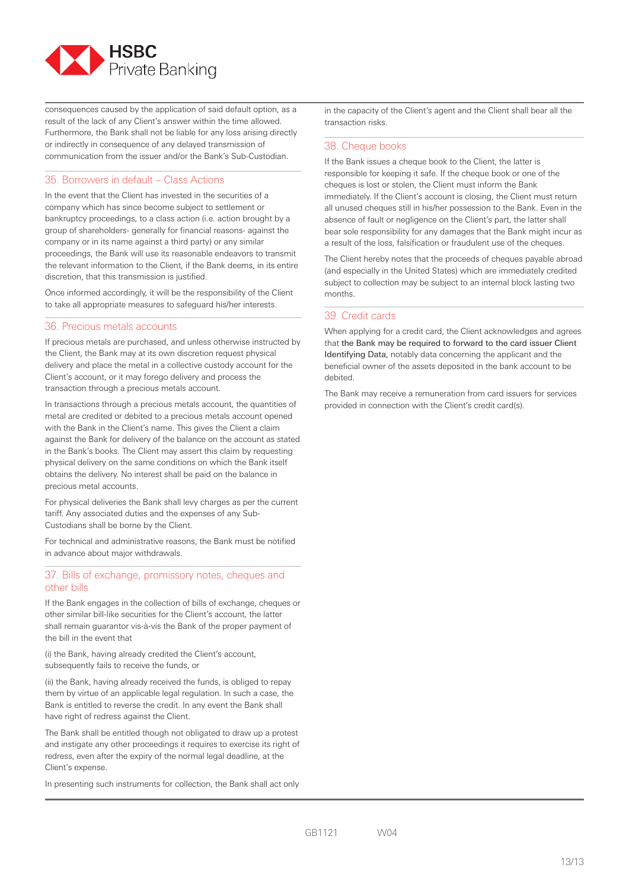consequences caused by the application of said default option, as a result of the lack of any Client's answer within the time allowed. Furthermore, the Bank shall not be liable for any loss arising directly or indirectly in consequence of any delayed transmission of communication from the issuer and/or the Bank's Sub-Custodian.

## 35. Borrowers in default – Class Actions

In the event that the Client has invested in the securities of a company which has since become subject to settlement or bankruptcy proceedings, to a class action (i.e. action brought by a group of shareholders- generally for financial reasons- against the company or in its name against a third party) or any similar proceedings, the Bank will use its reasonable endeavors to transmit the relevant information to the Client, if the Bank deems, in its entire discretion, that this transmission is justified.

Once informed accordingly, it will be the responsibility of the Client to take all appropriate measures to safeguard his/her interests.

## 36. Precious metals accounts

If precious metals are purchased, and unless otherwise instructed by the Client, the Bank may at its own discretion request physical delivery and place the metal in a collective custody account for the Client's account, or it may forego delivery and process the transaction through a precious metals account.

In transactions through a precious metals account, the quantities of metal are credited or debited to a precious metals account opened with the Bank in the Client's name. This gives the Client a claim against the Bank for delivery of the balance on the account as stated in the Bank's books. The Client may assert this claim by requesting physical delivery on the same conditions on which the Bank itself obtains the delivery. No interest shall be paid on the balance in precious metal accounts.

For physical deliveries the Bank shall levy charges as per the current tariff. Any associated duties and the expenses of any Sub-Custodians shall be borne by the Client.

For technical and administrative reasons, the Bank must be notified in advance about major withdrawals.

## 37. Bills of exchange, promissory notes, cheques and other bills

If the Bank engages in the collection of bills of exchange, cheques or other similar bill-like securities for the Client's account, the latter shall remain guarantor vis-à-vis the Bank of the proper payment of the bill in the event that

(i) the Bank, having already credited the Client's account, subsequently fails to receive the funds, or

(ii) the Bank, having already received the funds, is obliged to repay them by virtue of an applicable legal regulation. In such a case, the Bank is entitled to reverse the credit. In any event the Bank shall have right of redress against the Client.

The Bank shall be entitled though not obligated to draw up a protest and instigate any other proceedings it requires to exercise its right of redress, even after the expiry of the normal legal deadline, at the Client's expense.

In presenting such instruments for collection, the Bank shall act only in the capacity of the Client's agent and the Client shall bear all the transaction risks.

## 38. Cheque books

If the Bank issues a cheque book to the Client, the latter is responsible for keeping it safe. If the cheque book or one of the cheques is lost or stolen, the Client must inform the Bank immediately. If the Client's account is closing, the Client must return all unused cheques still in his/her possession to the Bank. Even in the absence of fault or negligence on the Client's part, the latter shall bear sole responsibility for any damages that the Bank might incur as a result of the loss, falsification or fraudulent use of the cheques.

The Client hereby notes that the proceeds of cheques payable abroad (and especially in the United States) which are immediately credited subject to collection may be subject to an internal block lasting two months.

## 39. Credit cards

When applying for a credit card, the Client acknowledges and agrees that the Bank may be required to forward to the card issuer Client Identifying Data, notably data concerning the applicant and the beneficial owner of the assets deposited in the bank account to be debited.

The Bank may receive a remuneration from card issuers for services provided in connection with the Client's credit card(s).

GB1121 W04